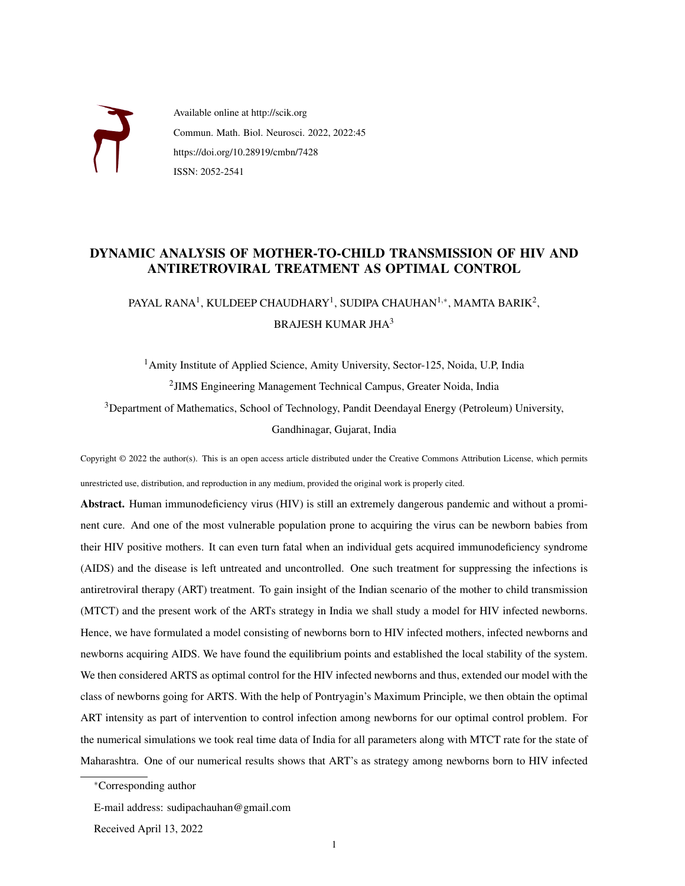Available online at http://scik.org

Commun. Math. Biol. Neurosci. 2022, 2022:45

https://doi.org/10.28919/cmbn/7428

ISSN: 2052-2541

# DYNAMIC ANALYSIS OF MOTHER-TO-CHILD TRANSMISSION OF HIV AND ANTIRETROVIRAL TREATMENT AS OPTIMAL CONTROL

PAYAL RANA[1], KULDEEP CHAUDHARY[1], SUDIPA CHAUHAN[1,*], MAMTA BARIK[2], BRAJESH KUMAR JHA[3]

[1]Amity Institute of Applied Science, Amity University, Sector-125, Noida, U.P, India

[2]JIMS Engineering Management Technical Campus, Greater Noida, India

[3]Department of Mathematics, School of Technology, Pandit Deendayal Energy (Petroleum) University, Gandhinagar, Gujarat, India

Copyright © 2022 the author(s). This is an open access article distributed under the Creative Commons Attribution License, which permits unrestricted use, distribution, and reproduction in any medium, provided the original work is properly cited.

**Abstract.** Human immunodeficiency virus (HIV) is still an extremely dangerous pandemic and without a prominent cure. And one of the most vulnerable population prone to acquiring the virus can be newborn babies from their HIV positive mothers. It can even turn fatal when an individual gets acquired immunodeficiency syndrome (AIDS) and the disease is left untreated and uncontrolled. One such treatment for suppressing the infections is antiretroviral therapy (ART) treatment. To gain insight of the Indian scenario of the mother to child transmission (MTCT) and the present work of the ARTs strategy in India we shall study a model for HIV infected newborns. Hence, we have formulated a model consisting of newborns born to HIV infected mothers, infected newborns and newborns acquiring AIDS. We have found the equilibrium points and established the local stability of the system. We then considered ARTS as optimal control for the HIV infected newborns and thus, extended our model with the class of newborns going for ARTS. With the help of Pontryagin's Maximum Principle, we then obtain the optimal ART intensity as part of intervention to control infection among newborns for our optimal control problem. For the numerical simulations we took real time data of India for all parameters along with MTCT rate for the state of Maharashtra. One of our numerical results shows that ART's as strategy among newborns born to HIV infected

---

*Corresponding author

E-mail address: sudipachauhan@gmail.com

Received April 13, 2022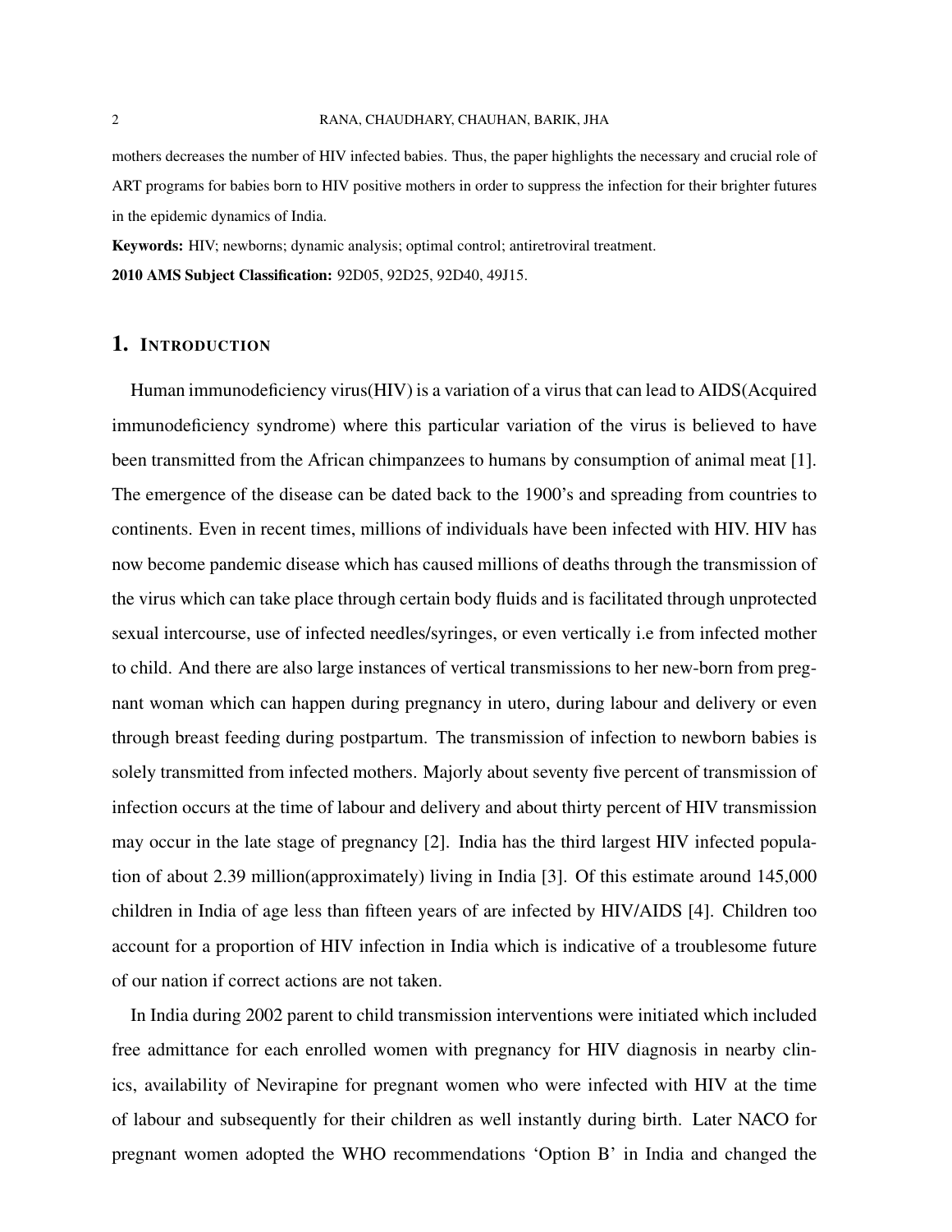mothers decreases the number of HIV infected babies. Thus, the paper highlights the necessary and crucial role of ART programs for babies born to HIV positive mothers in order to suppress the infection for their brighter futures in the epidemic dynamics of India.

**Keywords:** HIV; newborns; dynamic analysis; optimal control; antiretroviral treatment.

**2010 AMS Subject Classification:** 92D05, 92D25, 92D40, 49J15.

## 1. Introduction

Human immunodeficiency virus(HIV) is a variation of a virus that can lead to AIDS(Acquired immunodeficiency syndrome) where this particular variation of the virus is believed to have been transmitted from the African chimpanzees to humans by consumption of animal meat [1]. The emergence of the disease can be dated back to the 1900's and spreading from countries to continents. Even in recent times, millions of individuals have been infected with HIV. HIV has now become pandemic disease which has caused millions of deaths through the transmission of the virus which can take place through certain body fluids and is facilitated through unprotected sexual intercourse, use of infected needles/syringes, or even vertically i.e from infected mother to child. And there are also large instances of vertical transmissions to her new-born from pregnant woman which can happen during pregnancy in utero, during labour and delivery or even through breast feeding during postpartum. The transmission of infection to newborn babies is solely transmitted from infected mothers. Majorly about seventy five percent of transmission of infection occurs at the time of labour and delivery and about thirty percent of HIV transmission may occur in the late stage of pregnancy [2]. India has the third largest HIV infected population of about 2.39 million(approximately) living in India [3]. Of this estimate around 145,000 children in India of age less than fifteen years of are infected by HIV/AIDS [4]. Children too account for a proportion of HIV infection in India which is indicative of a troublesome future of our nation if correct actions are not taken.

In India during 2002 parent to child transmission interventions were initiated which included free admittance for each enrolled women with pregnancy for HIV diagnosis in nearby clinics, availability of Nevirapine for pregnant women who were infected with HIV at the time of labour and subsequently for their children as well instantly during birth. Later NACO for pregnant women adopted the WHO recommendations 'Option B' in India and changed the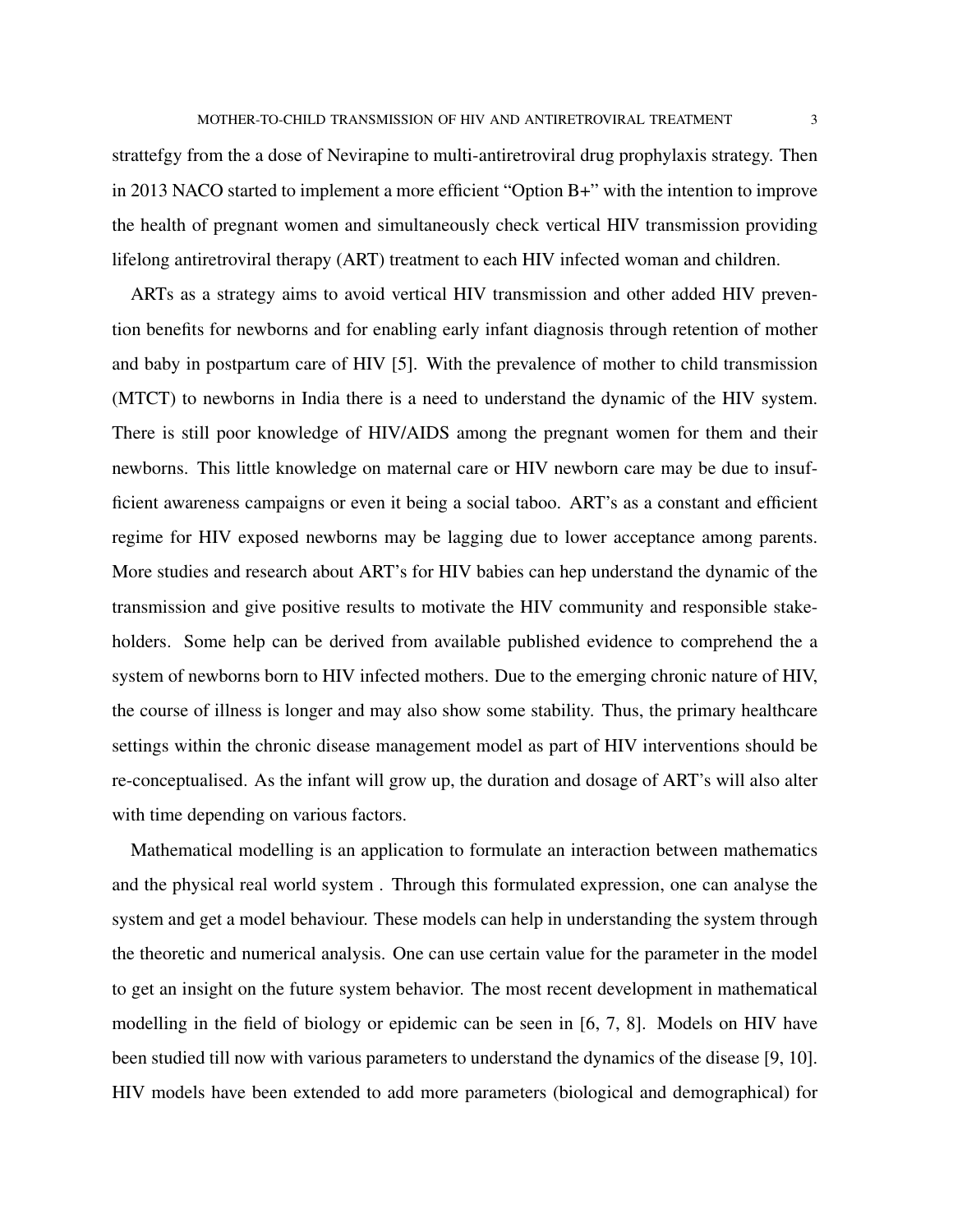strattefgy from the a dose of Nevirapine to multi-antiretroviral drug prophylaxis strategy. Then in 2013 NACO started to implement a more efficient "Option B+" with the intention to improve the health of pregnant women and simultaneously check vertical HIV transmission providing lifelong antiretroviral therapy (ART) treatment to each HIV infected woman and children.

ARTs as a strategy aims to avoid vertical HIV transmission and other added HIV prevention benefits for newborns and for enabling early infant diagnosis through retention of mother and baby in postpartum care of HIV [5]. With the prevalence of mother to child transmission (MTCT) to newborns in India there is a need to understand the dynamic of the HIV system. There is still poor knowledge of HIV/AIDS among the pregnant women for them and their newborns. This little knowledge on maternal care or HIV newborn care may be due to insufficient awareness campaigns or even it being a social taboo. ART's as a constant and efficient regime for HIV exposed newborns may be lagging due to lower acceptance among parents. More studies and research about ART's for HIV babies can hep understand the dynamic of the transmission and give positive results to motivate the HIV community and responsible stakeholders. Some help can be derived from available published evidence to comprehend the a system of newborns born to HIV infected mothers. Due to the emerging chronic nature of HIV, the course of illness is longer and may also show some stability. Thus, the primary healthcare settings within the chronic disease management model as part of HIV interventions should be re-conceptualised. As the infant will grow up, the duration and dosage of ART's will also alter with time depending on various factors.

Mathematical modelling is an application to formulate an interaction between mathematics and the physical real world system . Through this formulated expression, one can analyse the system and get a model behaviour. These models can help in understanding the system through the theoretic and numerical analysis. One can use certain value for the parameter in the model to get an insight on the future system behavior. The most recent development in mathematical modelling in the field of biology or epidemic can be seen in [6, 7, 8]. Models on HIV have been studied till now with various parameters to understand the dynamics of the disease [9, 10]. HIV models have been extended to add more parameters (biological and demographical) for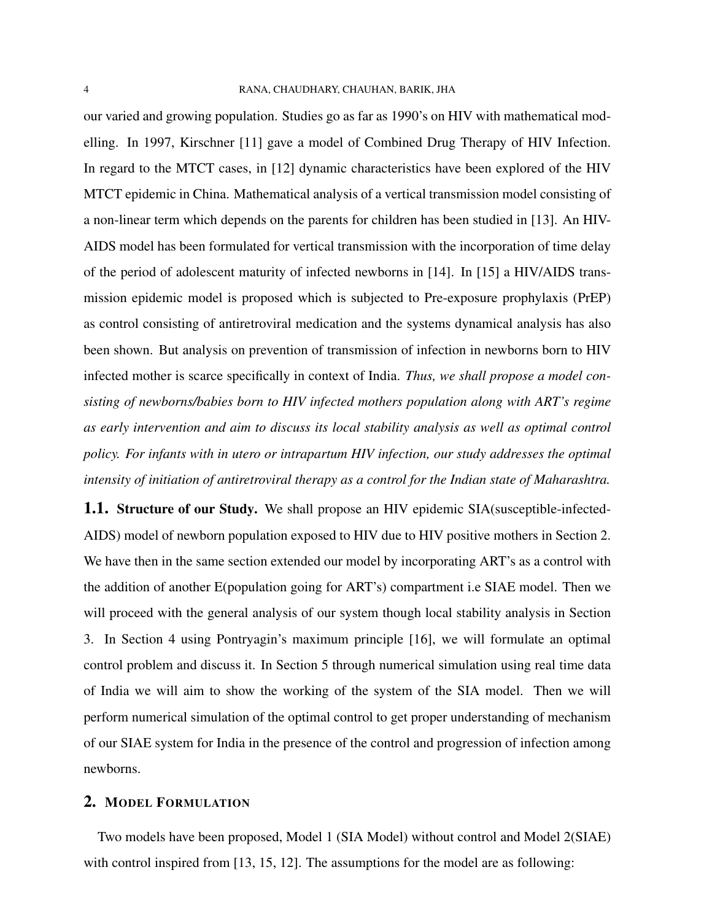our varied and growing population. Studies go as far as 1990's on HIV with mathematical modelling. In 1997, Kirschner [11] gave a model of Combined Drug Therapy of HIV Infection. In regard to the MTCT cases, in [12] dynamic characteristics have been explored of the HIV MTCT epidemic in China. Mathematical analysis of a vertical transmission model consisting of a non-linear term which depends on the parents for children has been studied in [13]. An HIV-AIDS model has been formulated for vertical transmission with the incorporation of time delay of the period of adolescent maturity of infected newborns in [14]. In [15] a HIV/AIDS transmission epidemic model is proposed which is subjected to Pre-exposure prophylaxis (PrEP) as control consisting of antiretroviral medication and the systems dynamical analysis has also been shown. But analysis on prevention of transmission of infection in newborns born to HIV infected mother is scarce specifically in context of India. *Thus, we shall propose a model consisting of newborns/babies born to HIV infected mothers population along with ART's regime as early intervention and aim to discuss its local stability analysis as well as optimal control policy. For infants with in utero or intrapartum HIV infection, our study addresses the optimal intensity of initiation of antiretroviral therapy as a control for the Indian state of Maharashtra.*

### 1.1. Structure of our Study.

We shall propose an HIV epidemic SIA(susceptible-infected-AIDS) model of newborn population exposed to HIV due to HIV positive mothers in Section 2. We have then in the same section extended our model by incorporating ART's as a control with the addition of another E(population going for ART's) compartment i.e SIAE model. Then we will proceed with the general analysis of our system though local stability analysis in Section 3. In Section 4 using Pontryagin's maximum principle [16], we will formulate an optimal control problem and discuss it. In Section 5 through numerical simulation using real time data of India we will aim to show the working of the system of the SIA model. Then we will perform numerical simulation of the optimal control to get proper understanding of mechanism of our SIAE system for India in the presence of the control and progression of infection among newborns.

## 2. Model Formulation

Two models have been proposed, Model 1 (SIA Model) without control and Model 2(SIAE) with control inspired from [13, 15, 12]. The assumptions for the model are as following: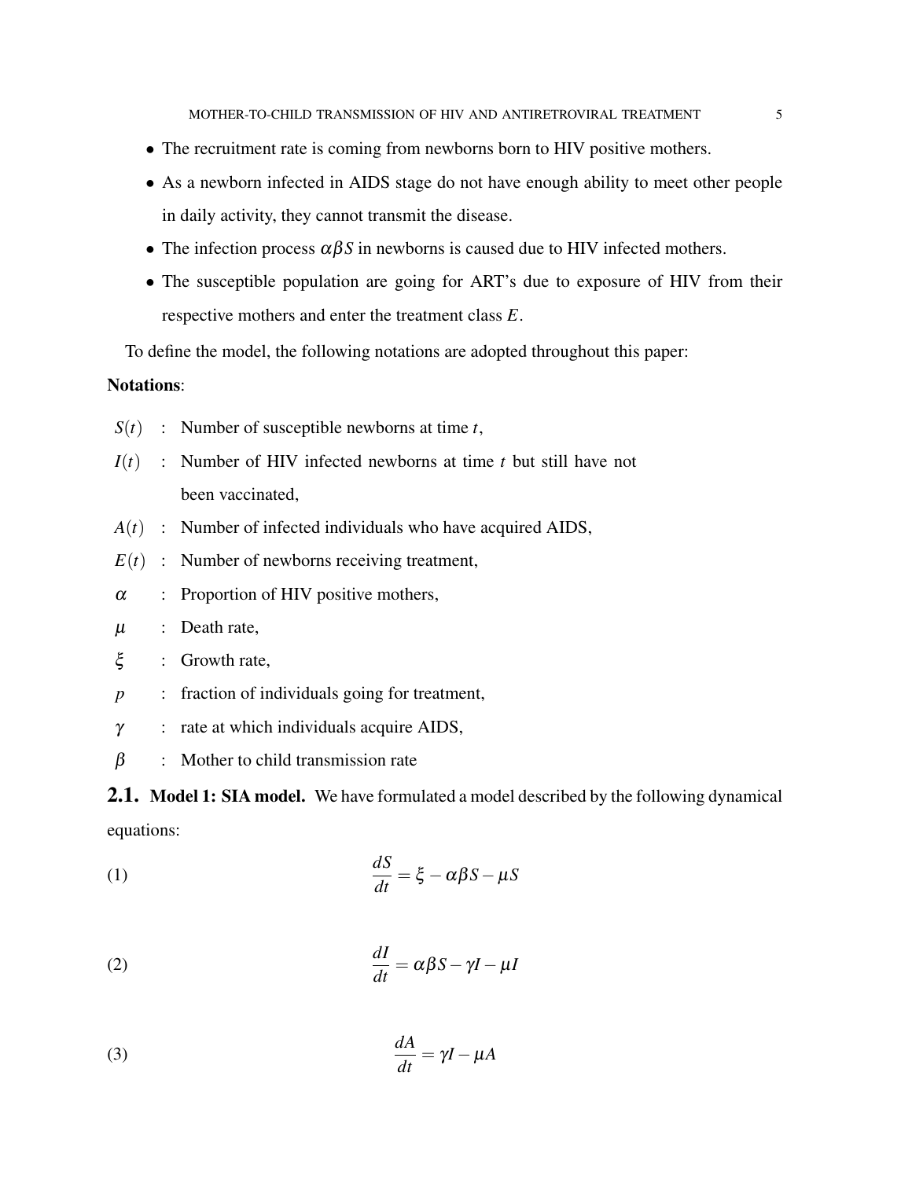- The recruitment rate is coming from newborns born to HIV positive mothers.
- As a newborn infected in AIDS stage do not have enough ability to meet other people in daily activity, they cannot transmit the disease.
- The infection process $\alpha\beta S$ in newborns is caused due to HIV infected mothers.
- The susceptible population are going for ART's due to exposure of HIV from their respective mothers and enter the treatment class $E$.

To define the model, the following notations are adopted throughout this paper:

**Notations**:

$S(t)$ : Number of susceptible newborns at time $t$,

$I(t)$ : Number of HIV infected newborns at time $t$ but still have not been vaccinated,

$A(t)$ : Number of infected individuals who have acquired AIDS,

$E(t)$ : Number of newborns receiving treatment,

$\alpha$ : Proportion of HIV positive mothers,

$\mu$ : Death rate,

$\xi$ : Growth rate,

$p$ : fraction of individuals going for treatment,

$\gamma$ : rate at which individuals acquire AIDS,

$\beta$ : Mother to child transmission rate

## 2.1. Model 1: SIA model.

We have formulated a model described by the following dynamical equations:

$$\frac{dS}{dt} = \xi - \alpha\beta S - \mu S \tag{1}$$

$$\frac{dI}{dt} = \alpha\beta S - \gamma I - \mu I \tag{2}$$

$$\frac{dA}{dt} = \gamma I - \mu A \tag{3}$$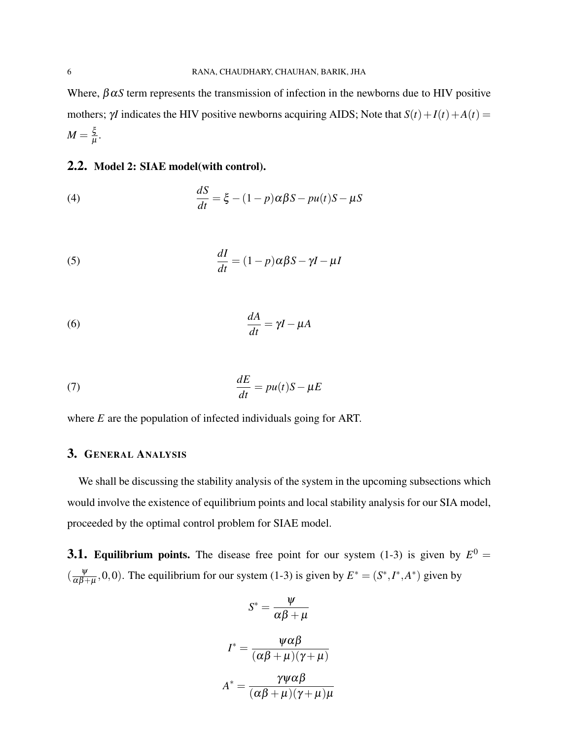Where, $\beta\alpha S$ term represents the transmission of infection in the newborns due to HIV positive mothers; $\gamma I$ indicates the HIV positive newborns acquiring AIDS; Note that $S(t)+I(t)+A(t) = M = \frac{\xi}{\mu}$.

### 2.2. Model 2: SIAE model(with control).

$$\frac{dS}{dt} = \xi - (1-p)\alpha\beta S - pu(t)S - \mu S \tag{4}$$

$$\frac{dI}{dt} = (1-p)\alpha\beta S - \gamma I - \mu I \tag{5}$$

$$\frac{dA}{dt} = \gamma I - \mu A \tag{6}$$

$$\frac{dE}{dt} = pu(t)S - \mu E \tag{7}$$

where $E$ are the population of infected individuals going for ART.

## 3. General Analysis

We shall be discussing the stability analysis of the system in the upcoming subsections which would involve the existence of equilibrium points and local stability analysis for our SIA model, proceeded by the optimal control problem for SIAE model.

### 3.1. Equilibrium points.

The disease free point for our system (1-3) is given by $E^0 = (\frac{\psi}{\alpha\beta+\mu}, 0, 0)$. The equilibrium for our system (1-3) is given by $E^* = (S^*, I^*, A^*)$ given by

$$S^* = \frac{\psi}{\alpha\beta+\mu}$$

$$I^* = \frac{\psi\alpha\beta}{(\alpha\beta+\mu)(\gamma+\mu)}$$

$$A^* = \frac{\gamma\psi\alpha\beta}{(\alpha\beta+\mu)(\gamma+\mu)\mu}$$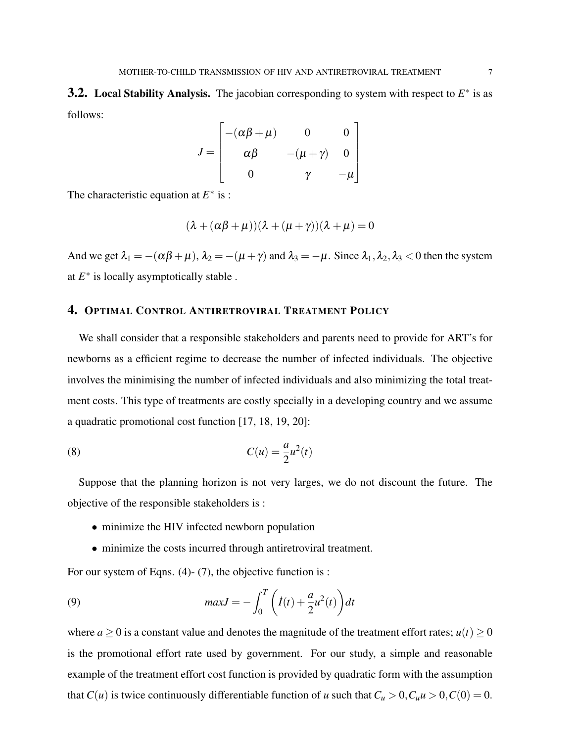## 3.2. Local Stability Analysis.

The jacobian corresponding to system with respect to $E^*$ is as follows:

$$J = \begin{bmatrix} -(\alpha\beta+\mu) & 0 & 0 \\ \alpha\beta & -(\mu+\gamma) & 0 \\ 0 & \gamma & -\mu \end{bmatrix}$$

The characteristic equation at $E^*$ is :

$$(\lambda + (\alpha\beta+\mu))(\lambda + (\mu+\gamma))(\lambda+\mu) = 0$$

And we get $\lambda_1 = -(\alpha\beta+\mu)$, $\lambda_2 = -(\mu+\gamma)$ and $\lambda_3 = -\mu$. Since $\lambda_1, \lambda_2, \lambda_3 < 0$ then the system at $E^*$ is locally asymptotically stable .

## 4. Optimal Control Antiretroviral Treatment Policy

We shall consider that a responsible stakeholders and parents need to provide for ART's for newborns as a efficient regime to decrease the number of infected individuals. The objective involves the minimising the number of infected individuals and also minimizing the total treatment costs. This type of treatments are costly specially in a developing country and we assume a quadratic promotional cost function [17, 18, 19, 20]:

$$C(u) = \frac{a}{2}u^2(t) \tag{8}$$

Suppose that the planning horizon is not very larges, we do not discount the future. The objective of the responsible stakeholders is :

- minimize the HIV infected newborn population
- minimize the costs incurred through antiretroviral treatment.

For our system of Eqns. (4)- (7), the objective function is :

$$maxJ = -\int_0^T \left( \dot{I}(t) + \frac{a}{2}u^2(t) \right) dt \tag{9}$$

where $a \geq 0$ is a constant value and denotes the magnitude of the treatment effort rates; $u(t) \geq 0$ is the promotional effort rate used by government. For our study, a simple and reasonable example of the treatment effort cost function is provided by quadratic form with the assumption that $C(u)$ is twice continuously differentiable function of $u$ such that $C_u > 0, C_uu > 0, C(0) = 0$.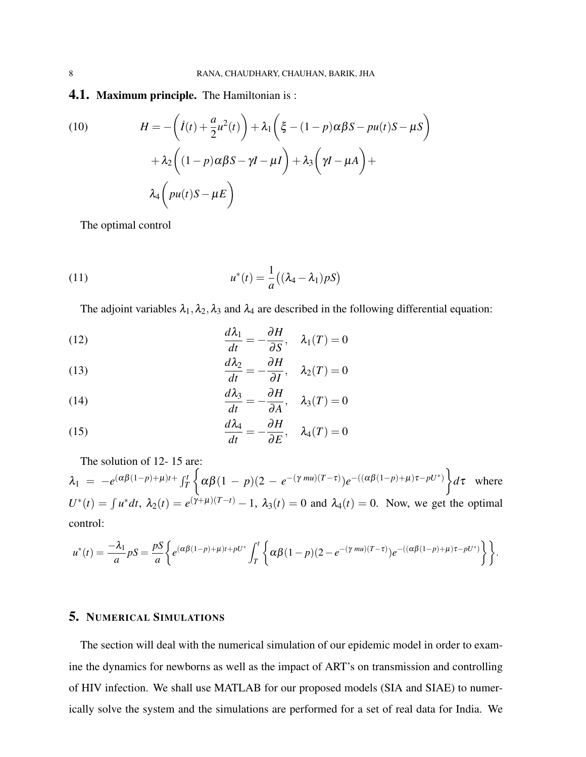### 4.1. Maximum principle.

The Hamiltonian is :

$$
\begin{aligned}
H = & -\left(\dot{I}(t) + \frac{a}{2}u^2(t)\right) + \lambda_1\left(\xi - (1-p)\alpha\beta S - pu(t)S - \mu S\right) \\
& + \lambda_2\left((1-p)\alpha\beta S - \gamma I - \mu I\right) + \lambda_3\left(\gamma I - \mu A\right) + \\
& \lambda_4\left(pu(t)S - \mu E\right)
\end{aligned} \tag{10}
$$

The optimal control

$$
u^*(t) = \frac{1}{a}\big((\lambda_4 - \lambda_1)pS\big) \tag{11}
$$

The adjoint variables $\lambda_1, \lambda_2, \lambda_3$ and $\lambda_4$ are described in the following differential equation:

$$
\frac{d\lambda_1}{dt} = -\frac{\partial H}{\partial S}, \quad \lambda_1(T) = 0 \tag{12}
$$

$$
\frac{d\lambda_2}{dt} = -\frac{\partial H}{\partial I}, \quad \lambda_2(T) = 0 \tag{13}
$$

$$
\frac{d\lambda_3}{dt} = -\frac{\partial H}{\partial A}, \quad \lambda_3(T) = 0 \tag{14}
$$

$$
\frac{d\lambda_4}{dt} = -\frac{\partial H}{\partial E}, \quad \lambda_4(T) = 0 \tag{15}
$$

The solution of 12- 15 are:
$\lambda_1 = -e^{(\alpha\beta(1-p)+\mu)t+} \int_T^t \left\{\alpha\beta(1-p)(2 - e^{-(\gamma\, mu)(T-\tau)})e^{-((\alpha\beta(1-p)+\mu)\tau - pU^*)}\right\} d\tau$ where $U^*(t) = \int u^* dt$, $\lambda_2(t) = e^{(\gamma+\mu)(T-t)} - 1$, $\lambda_3(t) = 0$ and $\lambda_4(t) = 0$. Now, we get the optimal control:

$$
u^*(t) = \frac{-\lambda_1}{a}pS = \frac{pS}{a}\left\{e^{(\alpha\beta(1-p)+\mu)t + pU^*}\int_T^t \left\{\alpha\beta(1-p)(2 - e^{-(\gamma\, mu)(T-\tau)})e^{-((\alpha\beta(1-p)+\mu)\tau - pU^*)}\right\}\right\}.
$$

## 5. Numerical Simulations

The section will deal with the numerical simulation of our epidemic model in order to examine the dynamics for newborns as well as the impact of ART's on transmission and controlling of HIV infection. We shall use MATLAB for our proposed models (SIA and SIAE) to numerically solve the system and the simulations are performed for a set of real data for India. We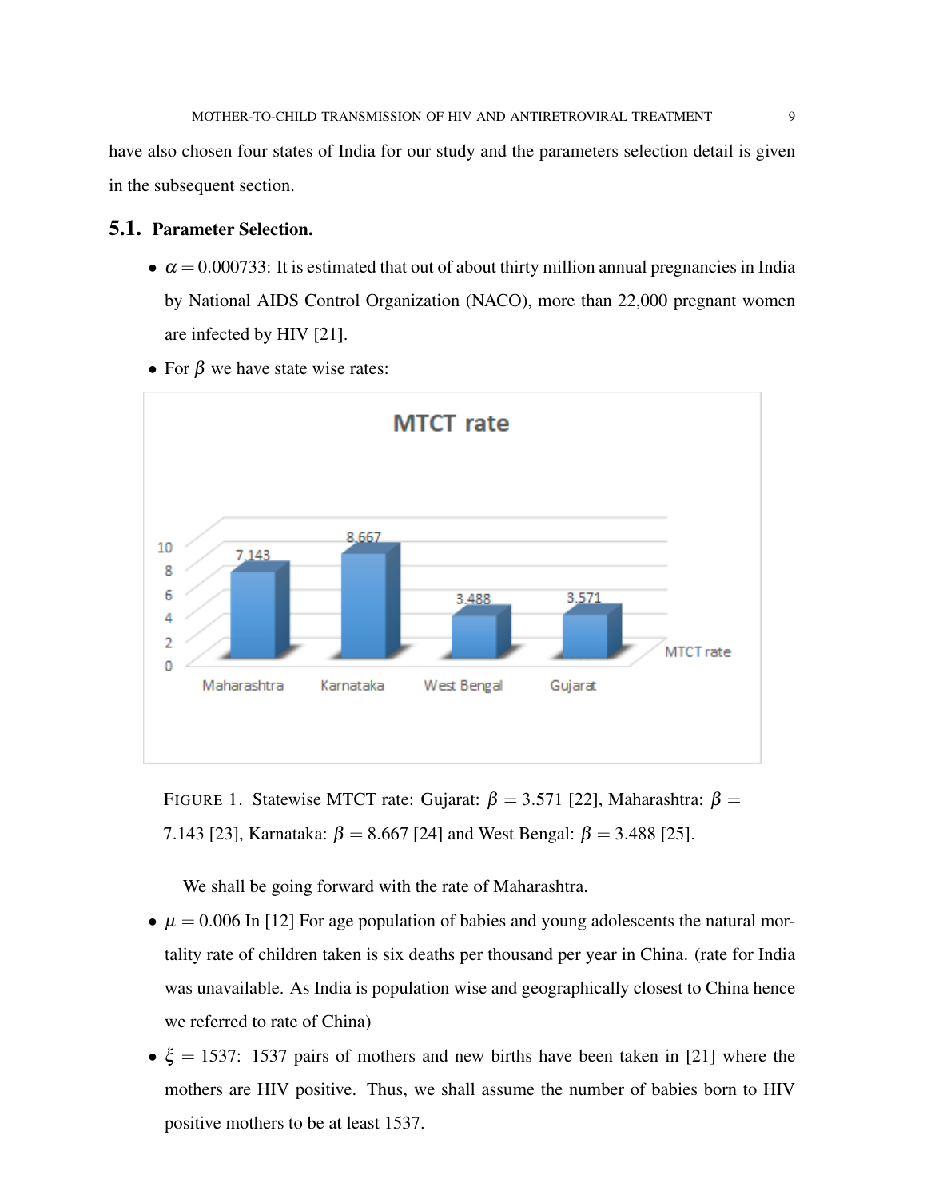have also chosen four states of India for our study and the parameters selection detail is given in the subsequent section.

### 5.1. Parameter Selection.

- $\alpha = 0.000733$: It is estimated that out of about thirty million annual pregnancies in India by National AIDS Control Organization (NACO), more than 22,000 pregnant women are infected by HIV [21].
- For $\beta$ we have state wise rates:

FIGURE 1. Statewise MTCT rate: Gujarat: $\beta = 3.571$ [22], Maharashtra: $\beta = 7.143$ [23], Karnataka: $\beta = 8.667$ [24] and West Bengal: $\beta = 3.488$ [25].

We shall be going forward with the rate of Maharashtra.

- $\mu = 0.006$ In [12] For age population of babies and young adolescents the natural mortality rate of children taken is six deaths per thousand per year in China. (rate for India was unavailable. As India is population wise and geographically closest to China hence we referred to rate of China)
- $\xi = 1537$: 1537 pairs of mothers and new births have been taken in [21] where the mothers are HIV positive. Thus, we shall assume the number of babies born to HIV positive mothers to be at least 1537.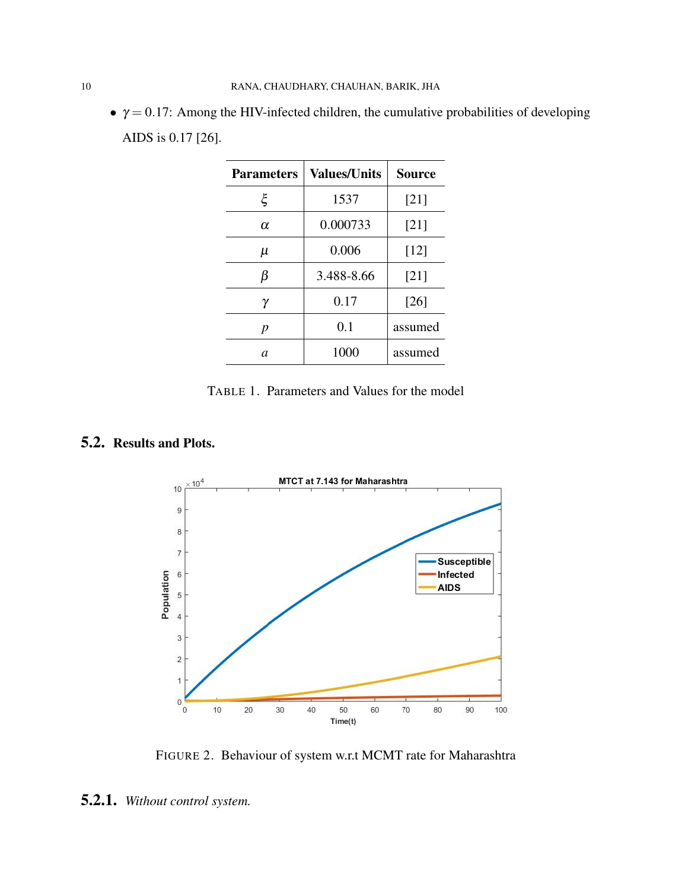- $\gamma = 0.17$: Among the HIV-infected children, the cumulative probabilities of developing AIDS is 0.17 [26].

| Parameters | Values/Units | Source |
|---|---|---|
| $\xi$ | 1537 | [21] |
| $\alpha$ | 0.000733 | [21] |
| $\mu$ | 0.006 | [12] |
| $\beta$ | 3.488-8.66 | [21] |
| $\gamma$ | 0.17 | [26] |
| $p$ | 0.1 | assumed |
| $a$ | 1000 | assumed |

TABLE 1. Parameters and Values for the model

## 5.2. Results and Plots.

FIGURE 2. Behaviour of system w.r.t MCMT rate for Maharashtra

### 5.2.1. *Without control system.*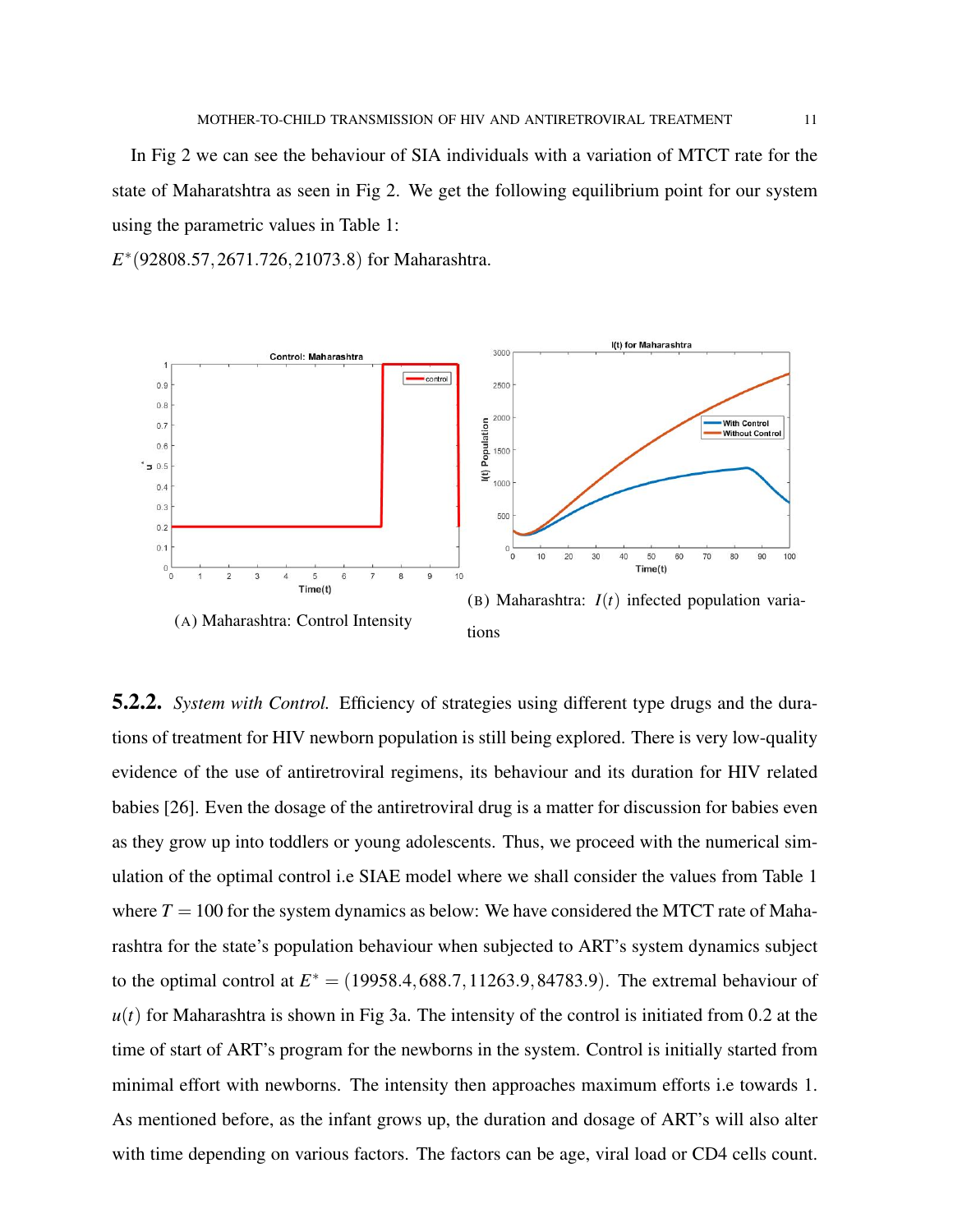In Fig 2 we can see the behaviour of SIA individuals with a variation of MTCT rate for the state of Maharatshtra as seen in Fig 2. We get the following equilibrium point for our system using the parametric values in Table 1:

$E^*(92808.57, 2671.726, 21073.8)$ for Maharashtra.

(A) Maharashtra: Control Intensity

(B) Maharashtra: $I(t)$ infected population variations

**5.2.2.** *System with Control.* Efficiency of strategies using different type drugs and the durations of treatment for HIV newborn population is still being explored. There is very low-quality evidence of the use of antiretroviral regimens, its behaviour and its duration for HIV related babies [26]. Even the dosage of the antiretroviral drug is a matter for discussion for babies even as they grow up into toddlers or young adolescents. Thus, we proceed with the numerical simulation of the optimal control i.e SIAE model where we shall consider the values from Table 1 where $T = 100$ for the system dynamics as below: We have considered the MTCT rate of Maharashtra for the state's population behaviour when subjected to ART's system dynamics subject to the optimal control at $E^* = (19958.4, 688.7, 11263.9, 84783.9)$. The extremal behaviour of $u(t)$ for Maharashtra is shown in Fig 3a. The intensity of the control is initiated from 0.2 at the time of start of ART's program for the newborns in the system. Control is initially started from minimal effort with newborns. The intensity then approaches maximum efforts i.e towards 1. As mentioned before, as the infant grows up, the duration and dosage of ART's will also alter with time depending on various factors. The factors can be age, viral load or CD4 cells count.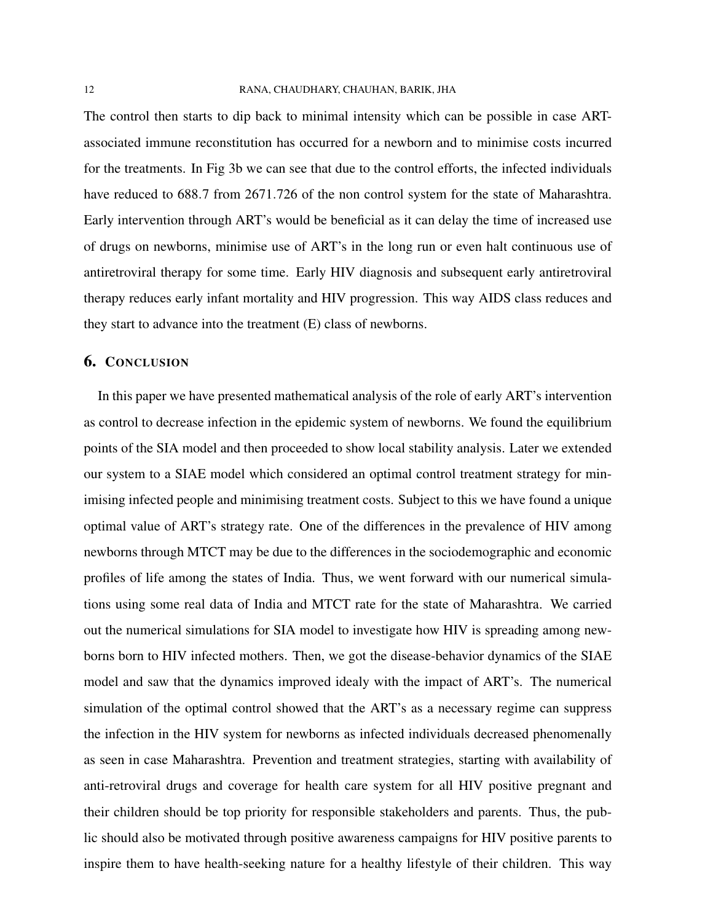The control then starts to dip back to minimal intensity which can be possible in case ART-associated immune reconstitution has occurred for a newborn and to minimise costs incurred for the treatments. In Fig 3b we can see that due to the control efforts, the infected individuals have reduced to 688.7 from 2671.726 of the non control system for the state of Maharashtra. Early intervention through ART's would be beneficial as it can delay the time of increased use of drugs on newborns, minimise use of ART's in the long run or even halt continuous use of antiretroviral therapy for some time. Early HIV diagnosis and subsequent early antiretroviral therapy reduces early infant mortality and HIV progression. This way AIDS class reduces and they start to advance into the treatment (E) class of newborns.

## 6. Conclusion

In this paper we have presented mathematical analysis of the role of early ART's intervention as control to decrease infection in the epidemic system of newborns. We found the equilibrium points of the SIA model and then proceeded to show local stability analysis. Later we extended our system to a SIAE model which considered an optimal control treatment strategy for minimising infected people and minimising treatment costs. Subject to this we have found a unique optimal value of ART's strategy rate. One of the differences in the prevalence of HIV among newborns through MTCT may be due to the differences in the sociodemographic and economic profiles of life among the states of India. Thus, we went forward with our numerical simulations using some real data of India and MTCT rate for the state of Maharashtra. We carried out the numerical simulations for SIA model to investigate how HIV is spreading among newborns born to HIV infected mothers. Then, we got the disease-behavior dynamics of the SIAE model and saw that the dynamics improved idealy with the impact of ART's. The numerical simulation of the optimal control showed that the ART's as a necessary regime can suppress the infection in the HIV system for newborns as infected individuals decreased phenomenally as seen in case Maharashtra. Prevention and treatment strategies, starting with availability of anti-retroviral drugs and coverage for health care system for all HIV positive pregnant and their children should be top priority for responsible stakeholders and parents. Thus, the public should also be motivated through positive awareness campaigns for HIV positive parents to inspire them to have health-seeking nature for a healthy lifestyle of their children. This way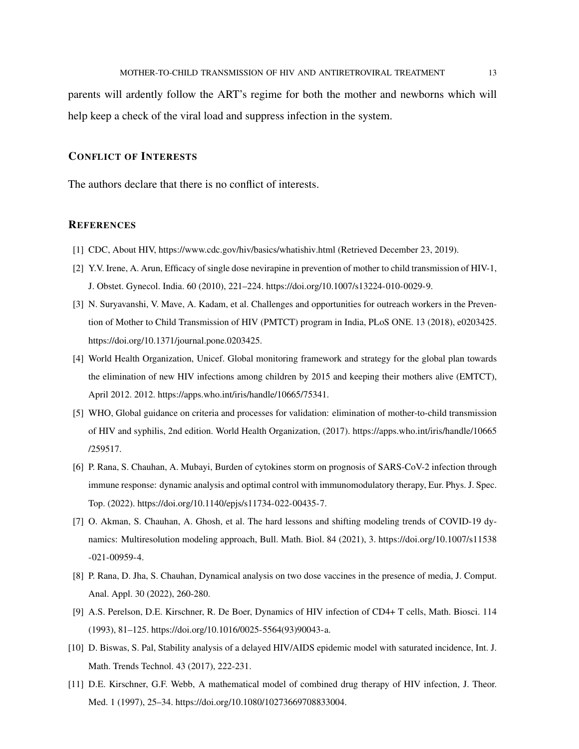parents will ardently follow the ART's regime for both the mother and newborns which will help keep a check of the viral load and suppress infection in the system.

## Conflict of Interests

The authors declare that there is no conflict of interests.

## References

[1] CDC, About HIV, https://www.cdc.gov/hiv/basics/whatishiv.html (Retrieved December 23, 2019).

[2] Y.V. Irene, A. Arun, Efficacy of single dose nevirapine in prevention of mother to child transmission of HIV-1, J. Obstet. Gynecol. India. 60 (2010), 221–224. https://doi.org/10.1007/s13224-010-0029-9.

[3] N. Suryavanshi, V. Mave, A. Kadam, et al. Challenges and opportunities for outreach workers in the Prevention of Mother to Child Transmission of HIV (PMTCT) program in India, PLoS ONE. 13 (2018), e0203425. https://doi.org/10.1371/journal.pone.0203425.

[4] World Health Organization, Unicef. Global monitoring framework and strategy for the global plan towards the elimination of new HIV infections among children by 2015 and keeping their mothers alive (EMTCT), April 2012. 2012. https://apps.who.int/iris/handle/10665/75341.

[5] WHO, Global guidance on criteria and processes for validation: elimination of mother-to-child transmission of HIV and syphilis, 2nd edition. World Health Organization, (2017). https://apps.who.int/iris/handle/10665/259517.

[6] P. Rana, S. Chauhan, A. Mubayi, Burden of cytokines storm on prognosis of SARS-CoV-2 infection through immune response: dynamic analysis and optimal control with immunomodulatory therapy, Eur. Phys. J. Spec. Top. (2022). https://doi.org/10.1140/epjs/s11734-022-00435-7.

[7] O. Akman, S. Chauhan, A. Ghosh, et al. The hard lessons and shifting modeling trends of COVID-19 dynamics: Multiresolution modeling approach, Bull. Math. Biol. 84 (2021), 3. https://doi.org/10.1007/s11538-021-00959-4.

[8] P. Rana, D. Jha, S. Chauhan, Dynamical analysis on two dose vaccines in the presence of media, J. Comput. Anal. Appl. 30 (2022), 260-280.

[9] A.S. Perelson, D.E. Kirschner, R. De Boer, Dynamics of HIV infection of CD4+ T cells, Math. Biosci. 114 (1993), 81–125. https://doi.org/10.1016/0025-5564(93)90043-a.

[10] D. Biswas, S. Pal, Stability analysis of a delayed HIV/AIDS epidemic model with saturated incidence, Int. J. Math. Trends Technol. 43 (2017), 222-231.

[11] D.E. Kirschner, G.F. Webb, A mathematical model of combined drug therapy of HIV infection, J. Theor. Med. 1 (1997), 25–34. https://doi.org/10.1080/10273669708833004.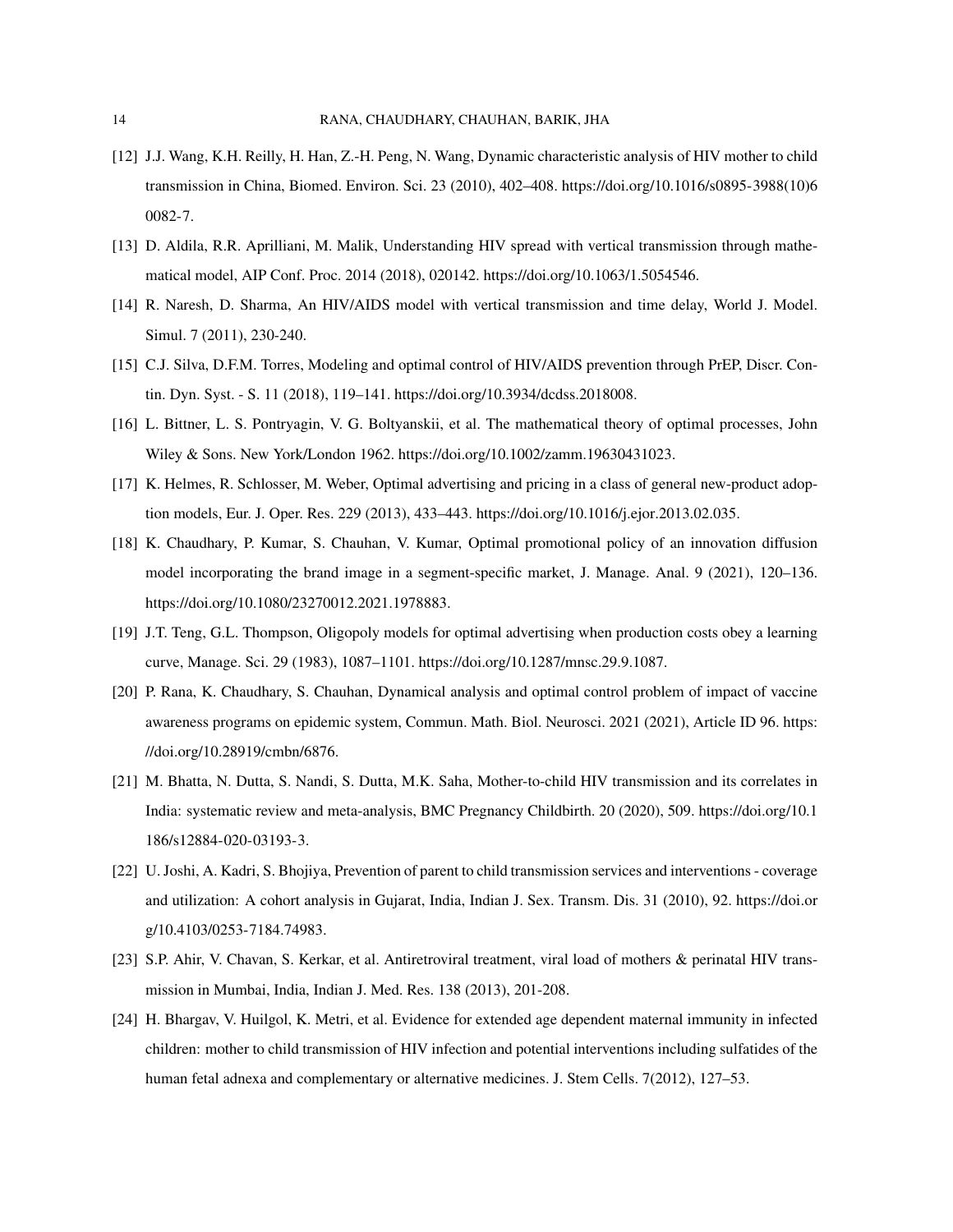[12] J.J. Wang, K.H. Reilly, H. Han, Z.-H. Peng, N. Wang, Dynamic characteristic analysis of HIV mother to child transmission in China, Biomed. Environ. Sci. 23 (2010), 402–408. https://doi.org/10.1016/s0895-3988(10)60082-7.

[13] D. Aldila, R.R. Aprilliani, M. Malik, Understanding HIV spread with vertical transmission through mathematical model, AIP Conf. Proc. 2014 (2018), 020142. https://doi.org/10.1063/1.5054546.

[14] R. Naresh, D. Sharma, An HIV/AIDS model with vertical transmission and time delay, World J. Model. Simul. 7 (2011), 230-240.

[15] C.J. Silva, D.F.M. Torres, Modeling and optimal control of HIV/AIDS prevention through PrEP, Discr. Contin. Dyn. Syst. - S. 11 (2018), 119–141. https://doi.org/10.3934/dcdss.2018008.

[16] L. Bittner, L. S. Pontryagin, V. G. Boltyanskii, et al. The mathematical theory of optimal processes, John Wiley & Sons. New York/London 1962. https://doi.org/10.1002/zamm.19630431023.

[17] K. Helmes, R. Schlosser, M. Weber, Optimal advertising and pricing in a class of general new-product adoption models, Eur. J. Oper. Res. 229 (2013), 433–443. https://doi.org/10.1016/j.ejor.2013.02.035.

[18] K. Chaudhary, P. Kumar, S. Chauhan, V. Kumar, Optimal promotional policy of an innovation diffusion model incorporating the brand image in a segment-specific market, J. Manage. Anal. 9 (2021), 120–136. https://doi.org/10.1080/23270012.2021.1978883.

[19] J.T. Teng, G.L. Thompson, Oligopoly models for optimal advertising when production costs obey a learning curve, Manage. Sci. 29 (1983), 1087–1101. https://doi.org/10.1287/mnsc.29.9.1087.

[20] P. Rana, K. Chaudhary, S. Chauhan, Dynamical analysis and optimal control problem of impact of vaccine awareness programs on epidemic system, Commun. Math. Biol. Neurosci. 2021 (2021), Article ID 96. https://doi.org/10.28919/cmbn/6876.

[21] M. Bhatta, N. Dutta, S. Nandi, S. Dutta, M.K. Saha, Mother-to-child HIV transmission and its correlates in India: systematic review and meta-analysis, BMC Pregnancy Childbirth. 20 (2020), 509. https://doi.org/10.1186/s12884-020-03193-3.

[22] U. Joshi, A. Kadri, S. Bhojiya, Prevention of parent to child transmission services and interventions - coverage and utilization: A cohort analysis in Gujarat, India, Indian J. Sex. Transm. Dis. 31 (2010), 92. https://doi.org/10.4103/0253-7184.74983.

[23] S.P. Ahir, V. Chavan, S. Kerkar, et al. Antiretroviral treatment, viral load of mothers & perinatal HIV transmission in Mumbai, India, Indian J. Med. Res. 138 (2013), 201-208.

[24] H. Bhargav, V. Huilgol, K. Metri, et al. Evidence for extended age dependent maternal immunity in infected children: mother to child transmission of HIV infection and potential interventions including sulfatides of the human fetal adnexa and complementary or alternative medicines. J. Stem Cells. 7(2012), 127–53.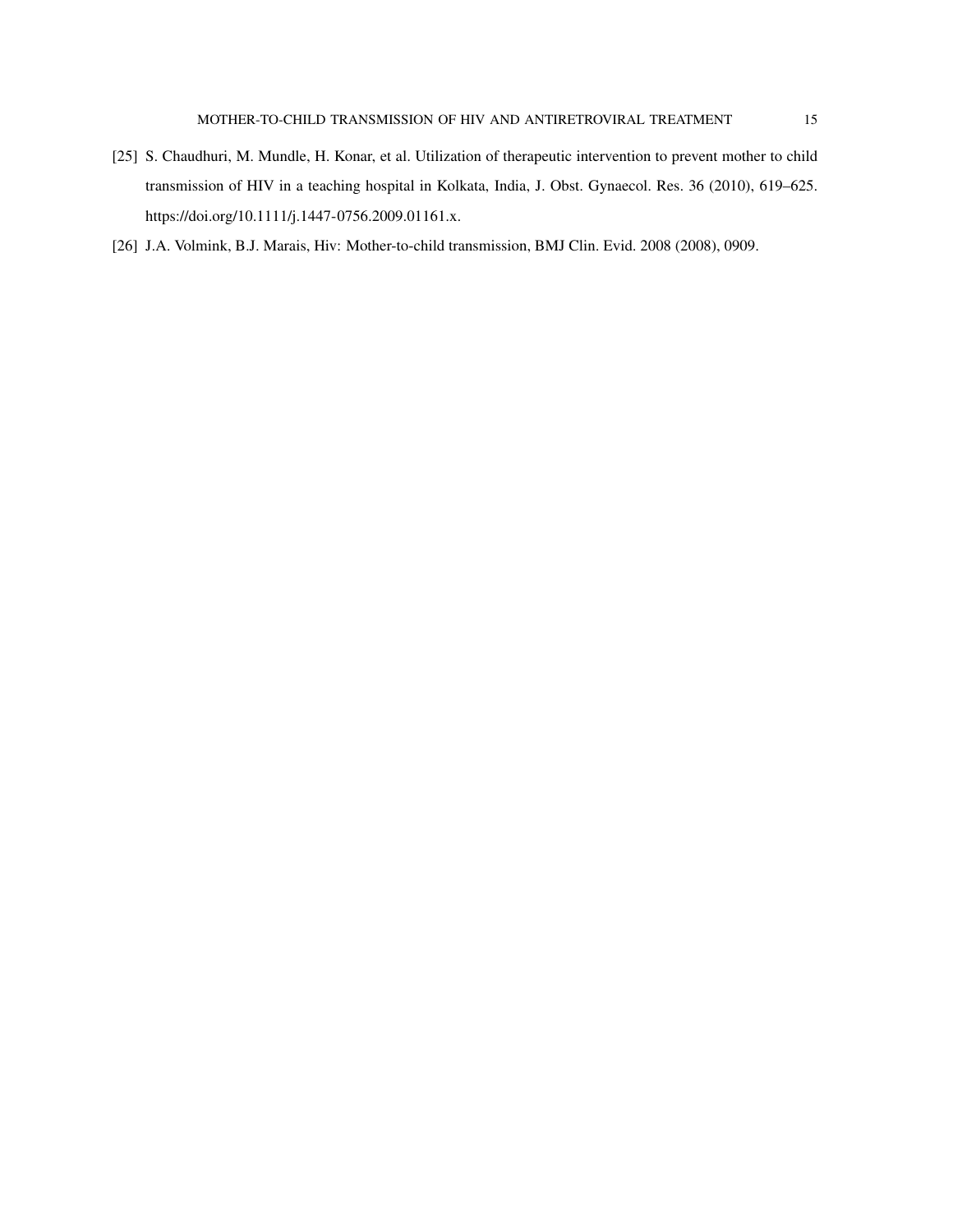[25] S. Chaudhuri, M. Mundle, H. Konar, et al. Utilization of therapeutic intervention to prevent mother to child transmission of HIV in a teaching hospital in Kolkata, India, J. Obst. Gynaecol. Res. 36 (2010), 619–625. https://doi.org/10.1111/j.1447-0756.2009.01161.x.

[26] J.A. Volmink, B.J. Marais, Hiv: Mother-to-child transmission, BMJ Clin. Evid. 2008 (2008), 0909.